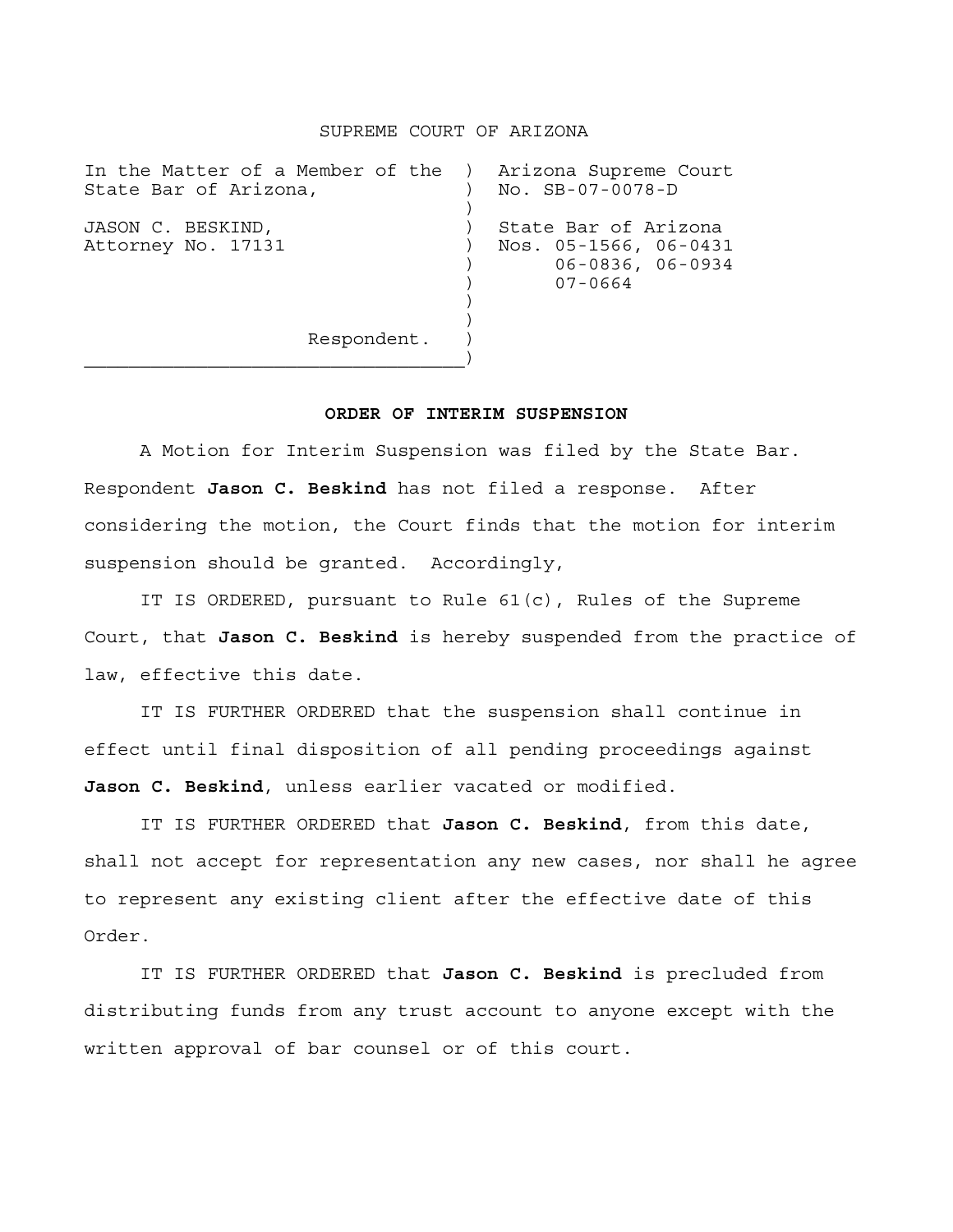SUPREME COURT OF ARIZONA

| | |
|---|---|
| In the Matter of a Member of the State Bar of Arizona, | Arizona Supreme Court No. SB-07-0078-D |
| JASON C. BESKIND, Attorney No. 17131 | State Bar of Arizona Nos. 05-1566, 06-0431 06-0836, 06-0934 07-0664 |
| Respondent. | |

**ORDER OF INTERIM SUSPENSION**

A Motion for Interim Suspension was filed by the State Bar. Respondent **Jason C. Beskind** has not filed a response. After considering the motion, the Court finds that the motion for interim suspension should be granted. Accordingly,

IT IS ORDERED, pursuant to Rule 61(c), Rules of the Supreme Court, that **Jason C. Beskind** is hereby suspended from the practice of law, effective this date.

IT IS FURTHER ORDERED that the suspension shall continue in effect until final disposition of all pending proceedings against **Jason C. Beskind**, unless earlier vacated or modified.

IT IS FURTHER ORDERED that **Jason C. Beskind**, from this date, shall not accept for representation any new cases, nor shall he agree to represent any existing client after the effective date of this Order.

IT IS FURTHER ORDERED that **Jason C. Beskind** is precluded from distributing funds from any trust account to anyone except with the written approval of bar counsel or of this court.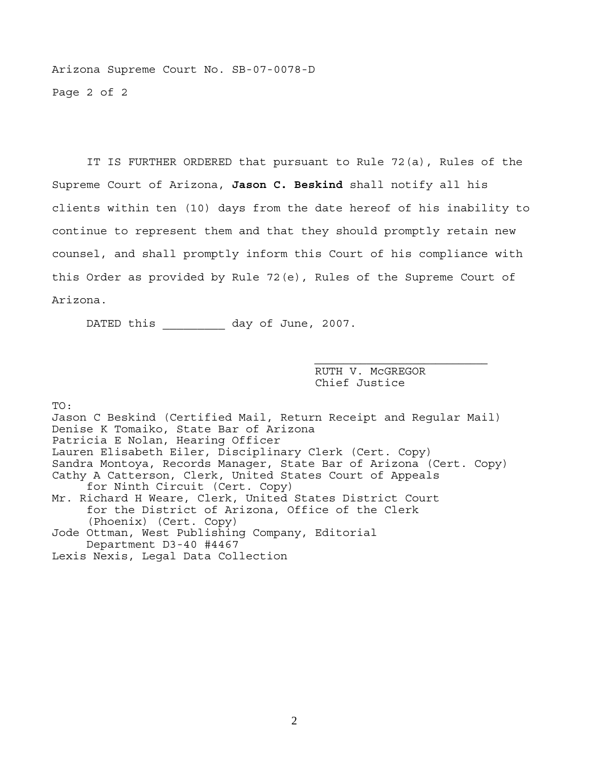Arizona Supreme Court No. SB-07-0078-D

IT IS FURTHER ORDERED that pursuant to Rule 72(a), Rules of the Supreme Court of Arizona, **Jason C. Beskind** shall notify all his clients within ten (10) days from the date hereof of his inability to continue to represent them and that they should promptly retain new counsel, and shall promptly inform this Court of his compliance with this Order as provided by Rule 72(e), Rules of the Supreme Court of Arizona.

DATED this _________ day of June, 2007.

_________________________
RUTH V. McGREGOR
Chief Justice

TO:
Jason C Beskind (Certified Mail, Return Receipt and Regular Mail)
Denise K Tomaiko, State Bar of Arizona
Patricia E Nolan, Hearing Officer
Lauren Elisabeth Eiler, Disciplinary Clerk (Cert. Copy)
Sandra Montoya, Records Manager, State Bar of Arizona (Cert. Copy)
Cathy A Catterson, Clerk, United States Court of Appeals for Ninth Circuit (Cert. Copy)
Mr. Richard H Weare, Clerk, United States District Court for the District of Arizona, Office of the Clerk (Phoenix) (Cert. Copy)
Jode Ottman, West Publishing Company, Editorial Department D3-40 #4467
Lexis Nexis, Legal Data Collection